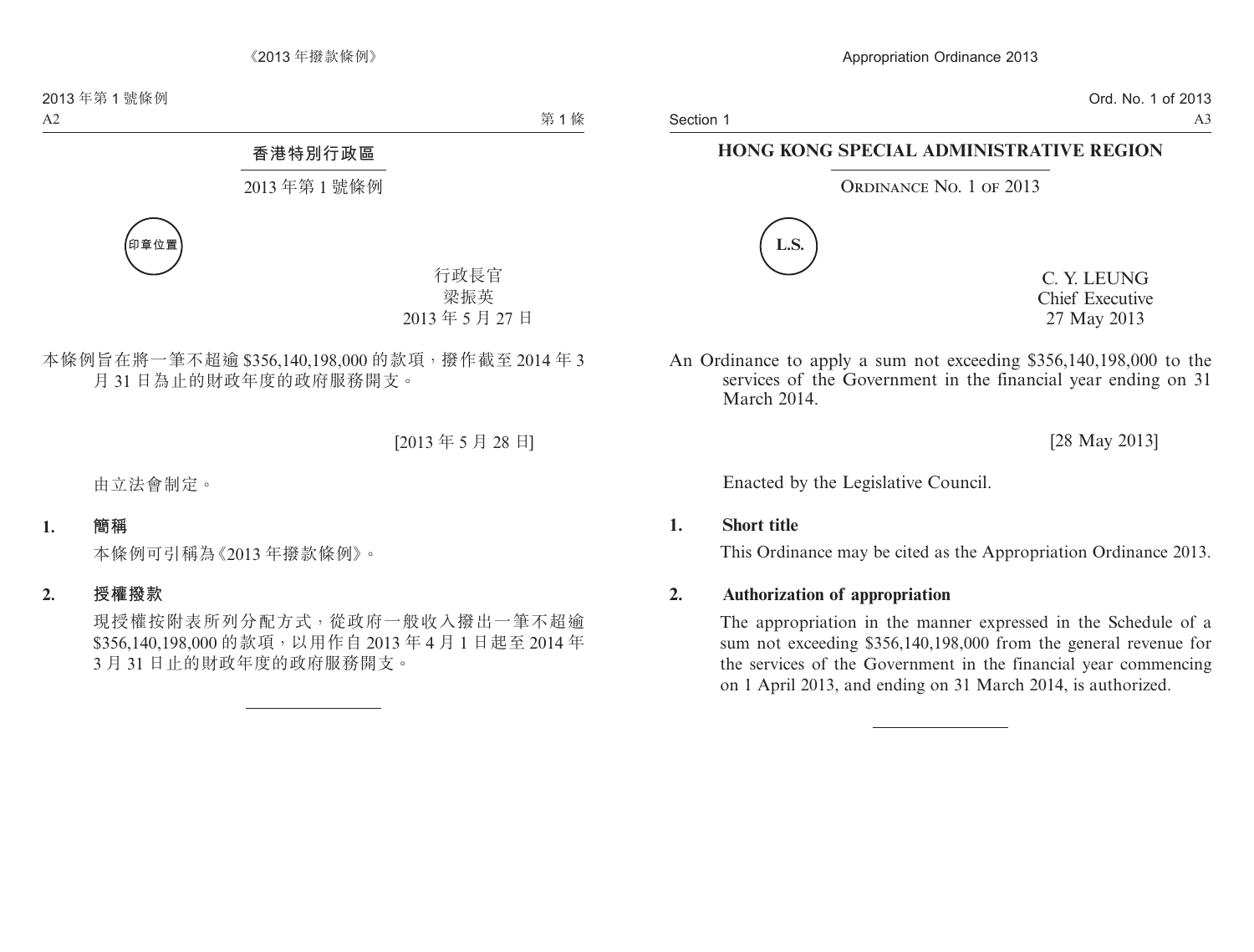# 香港特別行政區

## 2013 年第 1 號條例

印章位置

行政長官
梁振英
2013 年 5 月 27 日

本條例旨在將一筆不超逾 $356,140,198,000 的款項，撥作截至 2014 年 3 月 31 日為止的財政年度的政府服務開支。

[2013 年 5 月 28 日]

由立法會制定。

**1. 簡稱**

本條例可引稱為《2013 年撥款條例》。

**2. 授權撥款**

現授權按附表所列分配方式，從政府一般收入撥出一筆不超逾 $356,140,198,000 的款項，以用作自 2013 年 4 月 1 日起至 2014 年 3 月 31 日止的財政年度的政府服務開支。

---

# HONG KONG SPECIAL ADMINISTRATIVE REGION

## Ordinance No. 1 of 2013

L.S.

C. Y. LEUNG
Chief Executive
27 May 2013

An Ordinance to apply a sum not exceeding $356,140,198,000 to the services of the Government in the financial year ending on 31 March 2014.

[28 May 2013]

Enacted by the Legislative Council.

**1. Short title**

This Ordinance may be cited as the Appropriation Ordinance 2013.

**2. Authorization of appropriation**

The appropriation in the manner expressed in the Schedule of a sum not exceeding $356,140,198,000 from the general revenue for the services of the Government in the financial year commencing on 1 April 2013, and ending on 31 March 2014, is authorized.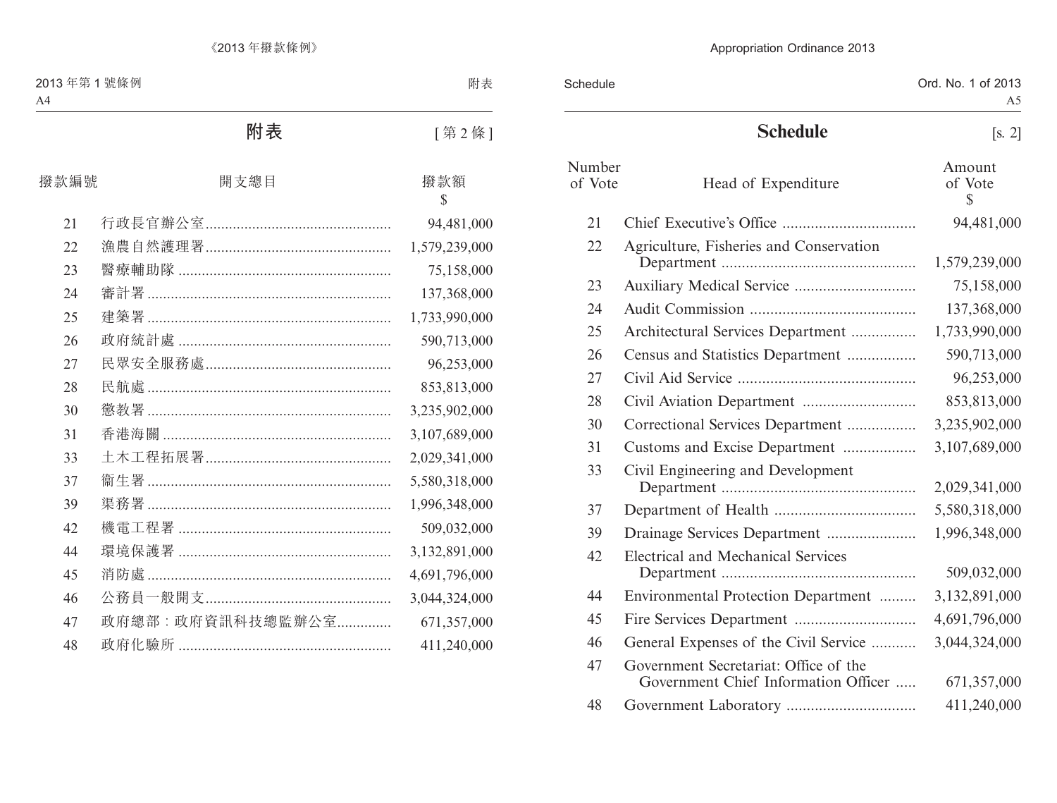## 附表

[第 2 條]

| 撥款編號 | 開支總目 | 撥款額 $ |
|---|---|---|
| 21 | 行政長官辦公室 | 94,481,000 |
| 22 | 漁農自然護理署 | 1,579,239,000 |
| 23 | 醫療輔助隊 | 75,158,000 |
| 24 | 審計署 | 137,368,000 |
| 25 | 建築署 | 1,733,990,000 |
| 26 | 政府統計處 | 590,713,000 |
| 27 | 民眾安全服務處 | 96,253,000 |
| 28 | 民航處 | 853,813,000 |
| 30 | 懲教署 | 3,235,902,000 |
| 31 | 香港海關 | 3,107,689,000 |
| 33 | 土木工程拓展署 | 2,029,341,000 |
| 37 | 衞生署 | 5,580,318,000 |
| 39 | 渠務署 | 1,996,348,000 |
| 42 | 機電工程署 | 509,032,000 |
| 44 | 環境保護署 | 3,132,891,000 |
| 45 | 消防處 | 4,691,796,000 |
| 46 | 公務員一般開支 | 3,044,324,000 |
| 47 | 政府總部：政府資訊科技總監辦公室 | 671,357,000 |
| 48 | 政府化驗所 | 411,240,000 |

## Schedule

[s. 2]

| Number of Vote | Head of Expenditure | Amount of Vote $ |
|---|---|---|
| 21 | Chief Executive's Office | 94,481,000 |
| 22 | Agriculture, Fisheries and Conservation Department | 1,579,239,000 |
| 23 | Auxiliary Medical Service | 75,158,000 |
| 24 | Audit Commission | 137,368,000 |
| 25 | Architectural Services Department | 1,733,990,000 |
| 26 | Census and Statistics Department | 590,713,000 |
| 27 | Civil Aid Service | 96,253,000 |
| 28 | Civil Aviation Department | 853,813,000 |
| 30 | Correctional Services Department | 3,235,902,000 |
| 31 | Customs and Excise Department | 3,107,689,000 |
| 33 | Civil Engineering and Development Department | 2,029,341,000 |
| 37 | Department of Health | 5,580,318,000 |
| 39 | Drainage Services Department | 1,996,348,000 |
| 42 | Electrical and Mechanical Services Department | 509,032,000 |
| 44 | Environmental Protection Department | 3,132,891,000 |
| 45 | Fire Services Department | 4,691,796,000 |
| 46 | General Expenses of the Civil Service | 3,044,324,000 |
| 47 | Government Secretariat: Office of the Government Chief Information Officer | 671,357,000 |
| 48 | Government Laboratory | 411,240,000 |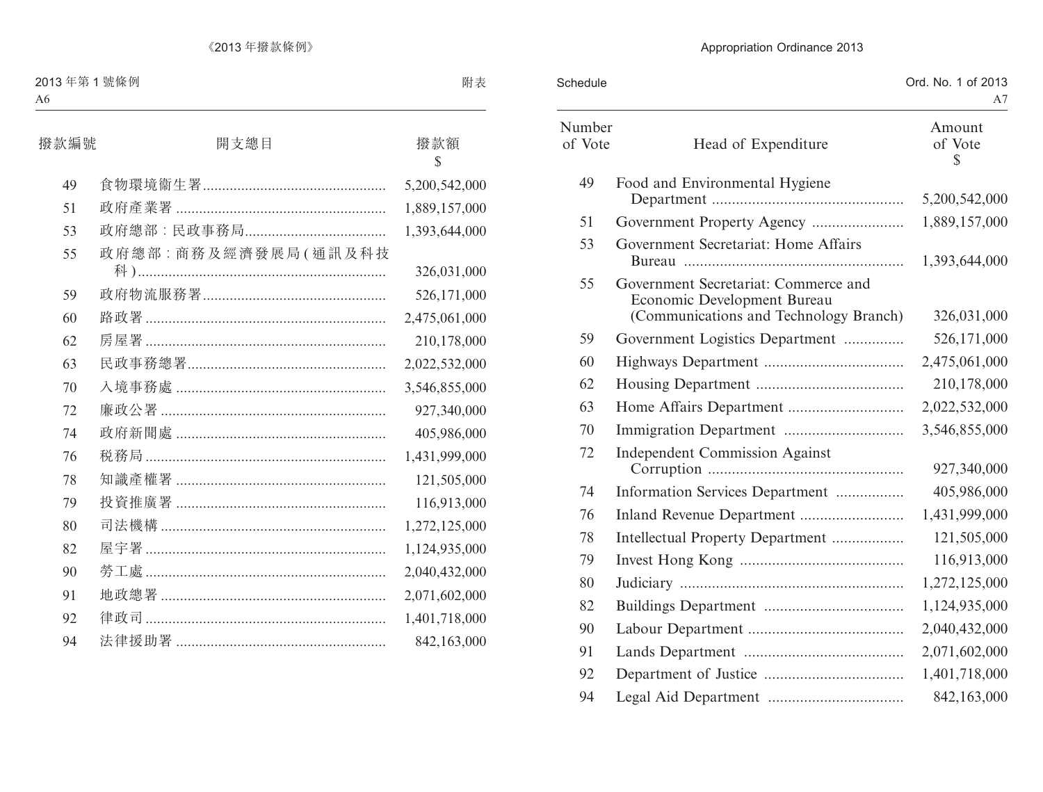| 撥款編號 | 開支總目 | 撥款額 $ |
|---|---|---|
| 49 | 食物環境衞生署 | 5,200,542,000 |
| 51 | 政府產業署 | 1,889,157,000 |
| 53 | 政府總部：民政事務局 | 1,393,644,000 |
| 55 | 政府總部：商務及經濟發展局(通訊及科技科) | 326,031,000 |
| 59 | 政府物流服務署 | 526,171,000 |
| 60 | 路政署 | 2,475,061,000 |
| 62 | 房屋署 | 210,178,000 |
| 63 | 民政事務總署 | 2,022,532,000 |
| 70 | 入境事務處 | 3,546,855,000 |
| 72 | 廉政公署 | 927,340,000 |
| 74 | 政府新聞處 | 405,986,000 |
| 76 | 税務局 | 1,431,999,000 |
| 78 | 知識產權署 | 121,505,000 |
| 79 | 投資推廣署 | 116,913,000 |
| 80 | 司法機構 | 1,272,125,000 |
| 82 | 屋宇署 | 1,124,935,000 |
| 90 | 勞工處 | 2,040,432,000 |
| 91 | 地政總署 | 2,071,602,000 |
| 92 | 律政司 | 1,401,718,000 |
| 94 | 法律援助署 | 842,163,000 |

| Number of Vote | Head of Expenditure | Amount of Vote $ |
|---|---|---|
| 49 | Food and Environmental Hygiene Department | 5,200,542,000 |
| 51 | Government Property Agency | 1,889,157,000 |
| 53 | Government Secretariat: Home Affairs Bureau | 1,393,644,000 |
| 55 | Government Secretariat: Commerce and Economic Development Bureau (Communications and Technology Branch) | 326,031,000 |
| 59 | Government Logistics Department | 526,171,000 |
| 60 | Highways Department | 2,475,061,000 |
| 62 | Housing Department | 210,178,000 |
| 63 | Home Affairs Department | 2,022,532,000 |
| 70 | Immigration Department | 3,546,855,000 |
| 72 | Independent Commission Against Corruption | 927,340,000 |
| 74 | Information Services Department | 405,986,000 |
| 76 | Inland Revenue Department | 1,431,999,000 |
| 78 | Intellectual Property Department | 121,505,000 |
| 79 | Invest Hong Kong | 116,913,000 |
| 80 | Judiciary | 1,272,125,000 |
| 82 | Buildings Department | 1,124,935,000 |
| 90 | Labour Department | 2,040,432,000 |
| 91 | Lands Department | 2,071,602,000 |
| 92 | Department of Justice | 1,401,718,000 |
| 94 | Legal Aid Department | 842,163,000 |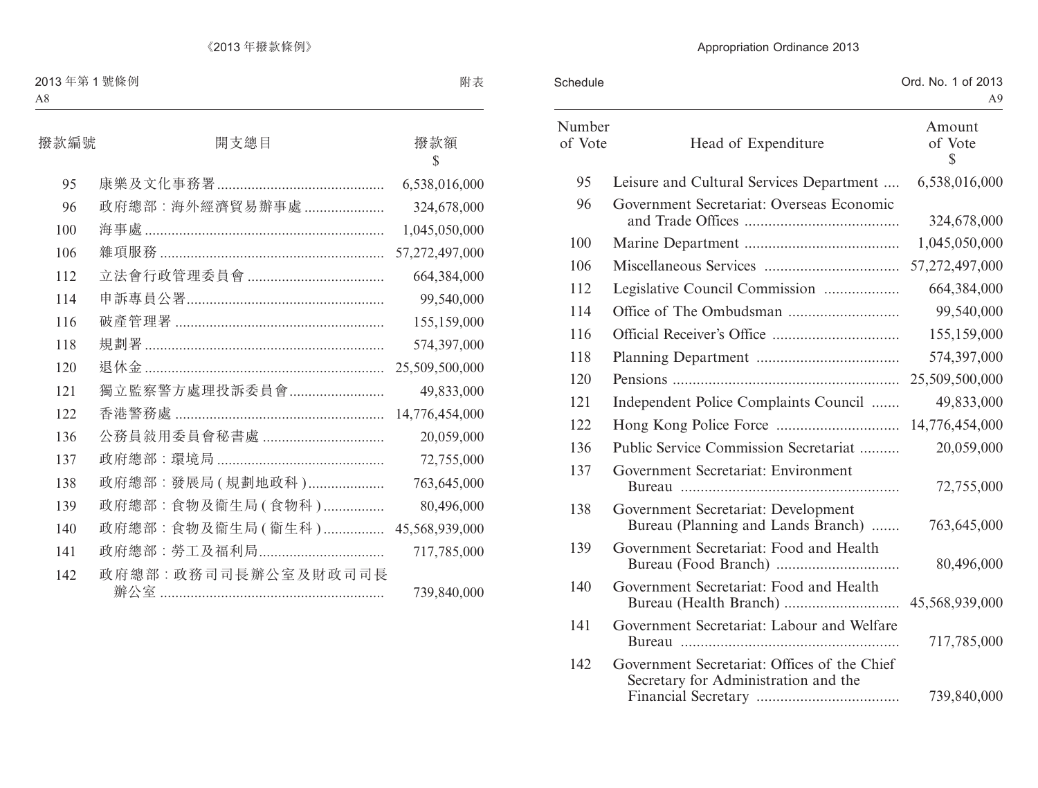| 撥款編號 | 開支總目 | 撥款額 $ |
|---|---|---|
| 95 | 康樂及文化事務署 | 6,538,016,000 |
| 96 | 政府總部：海外經濟貿易辦事處 | 324,678,000 |
| 100 | 海事處 | 1,045,050,000 |
| 106 | 雜項服務 | 57,272,497,000 |
| 112 | 立法會行政管理委員會 | 664,384,000 |
| 114 | 申訴專員公署 | 99,540,000 |
| 116 | 破產管理署 | 155,159,000 |
| 118 | 規劃署 | 574,397,000 |
| 120 | 退休金 | 25,509,500,000 |
| 121 | 獨立監察警方處理投訴委員會 | 49,833,000 |
| 122 | 香港警務處 | 14,776,454,000 |
| 136 | 公務員敍用委員會秘書處 | 20,059,000 |
| 137 | 政府總部：環境局 | 72,755,000 |
| 138 | 政府總部：發展局(規劃地政科) | 763,645,000 |
| 139 | 政府總部：食物及衞生局(食物科) | 80,496,000 |
| 140 | 政府總部：食物及衞生局(衞生科) | 45,568,939,000 |
| 141 | 政府總部：勞工及福利局 | 717,785,000 |
| 142 | 政府總部：政務司司長辦公室及財政司司長辦公室 | 739,840,000 |

| Number of Vote | Head of Expenditure | Amount of Vote $ |
|---|---|---|
| 95 | Leisure and Cultural Services Department | 6,538,016,000 |
| 96 | Government Secretariat: Overseas Economic and Trade Offices | 324,678,000 |
| 100 | Marine Department | 1,045,050,000 |
| 106 | Miscellaneous Services | 57,272,497,000 |
| 112 | Legislative Council Commission | 664,384,000 |
| 114 | Office of The Ombudsman | 99,540,000 |
| 116 | Official Receiver's Office | 155,159,000 |
| 118 | Planning Department | 574,397,000 |
| 120 | Pensions | 25,509,500,000 |
| 121 | Independent Police Complaints Council | 49,833,000 |
| 122 | Hong Kong Police Force | 14,776,454,000 |
| 136 | Public Service Commission Secretariat | 20,059,000 |
| 137 | Government Secretariat: Environment Bureau | 72,755,000 |
| 138 | Government Secretariat: Development Bureau (Planning and Lands Branch) | 763,645,000 |
| 139 | Government Secretariat: Food and Health Bureau (Food Branch) | 80,496,000 |
| 140 | Government Secretariat: Food and Health Bureau (Health Branch) | 45,568,939,000 |
| 141 | Government Secretariat: Labour and Welfare Bureau | 717,785,000 |
| 142 | Government Secretariat: Offices of the Chief Secretary for Administration and the Financial Secretary | 739,840,000 |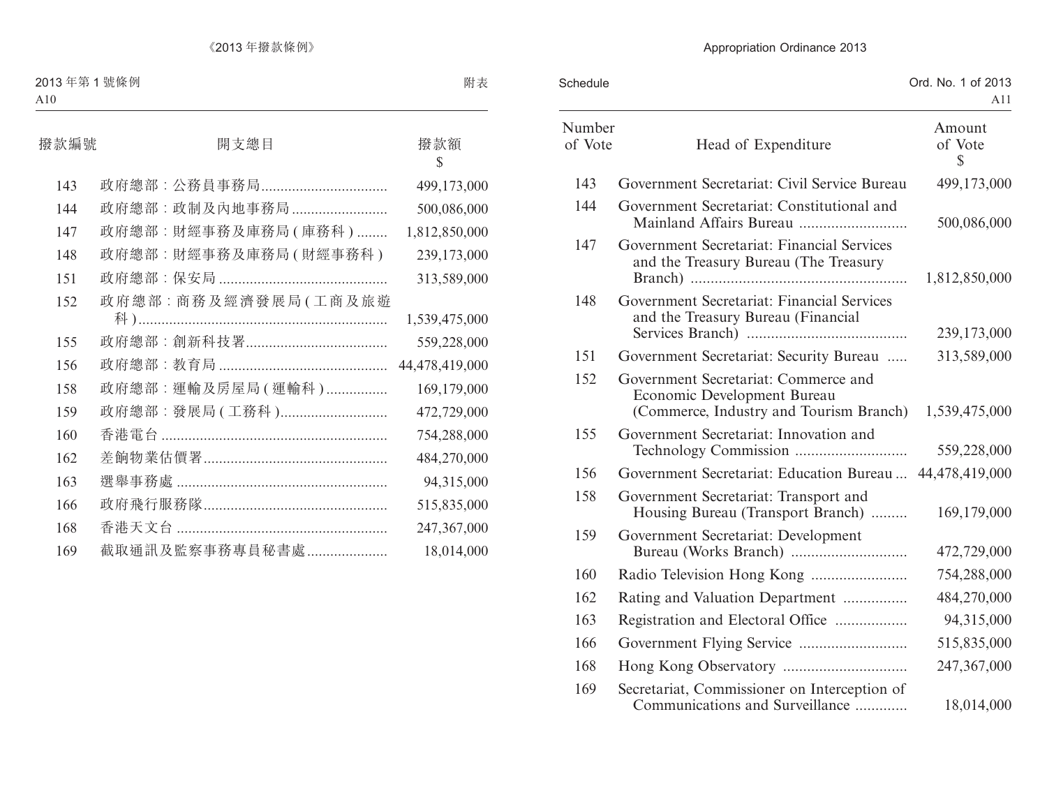| 撥款編號 | 開支總目 | 撥款額 $ |
|---|---|---|
| 143 | 政府總部：公務員事務局 | 499,173,000 |
| 144 | 政府總部：政制及內地事務局 | 500,086,000 |
| 147 | 政府總部：財經事務及庫務局(庫務科) | 1,812,850,000 |
| 148 | 政府總部：財經事務及庫務局(財經事務科) | 239,173,000 |
| 151 | 政府總部：保安局 | 313,589,000 |
| 152 | 政府總部：商務及經濟發展局(工商及旅遊科) | 1,539,475,000 |
| 155 | 政府總部：創新科技署 | 559,228,000 |
| 156 | 政府總部：教育局 | 44,478,419,000 |
| 158 | 政府總部：運輸及房屋局(運輸科) | 169,179,000 |
| 159 | 政府總部：發展局(工務科) | 472,729,000 |
| 160 | 香港電台 | 754,288,000 |
| 162 | 差餉物業估價署 | 484,270,000 |
| 163 | 選舉事務處 | 94,315,000 |
| 166 | 政府飛行服務隊 | 515,835,000 |
| 168 | 香港天文台 | 247,367,000 |
| 169 | 截取通訊及監察事務專員秘書處 | 18,014,000 |

| Number of Vote | Head of Expenditure | Amount of Vote $ |
|---|---|---|
| 143 | Government Secretariat: Civil Service Bureau | 499,173,000 |
| 144 | Government Secretariat: Constitutional and Mainland Affairs Bureau | 500,086,000 |
| 147 | Government Secretariat: Financial Services and the Treasury Bureau (The Treasury Branch) | 1,812,850,000 |
| 148 | Government Secretariat: Financial Services and the Treasury Bureau (Financial Services Branch) | 239,173,000 |
| 151 | Government Secretariat: Security Bureau | 313,589,000 |
| 152 | Government Secretariat: Commerce and Economic Development Bureau (Commerce, Industry and Tourism Branch) | 1,539,475,000 |
| 155 | Government Secretariat: Innovation and Technology Commission | 559,228,000 |
| 156 | Government Secretariat: Education Bureau | 44,478,419,000 |
| 158 | Government Secretariat: Transport and Housing Bureau (Transport Branch) | 169,179,000 |
| 159 | Government Secretariat: Development Bureau (Works Branch) | 472,729,000 |
| 160 | Radio Television Hong Kong | 754,288,000 |
| 162 | Rating and Valuation Department | 484,270,000 |
| 163 | Registration and Electoral Office | 94,315,000 |
| 166 | Government Flying Service | 515,835,000 |
| 168 | Hong Kong Observatory | 247,367,000 |
| 169 | Secretariat, Commissioner on Interception of Communications and Surveillance | 18,014,000 |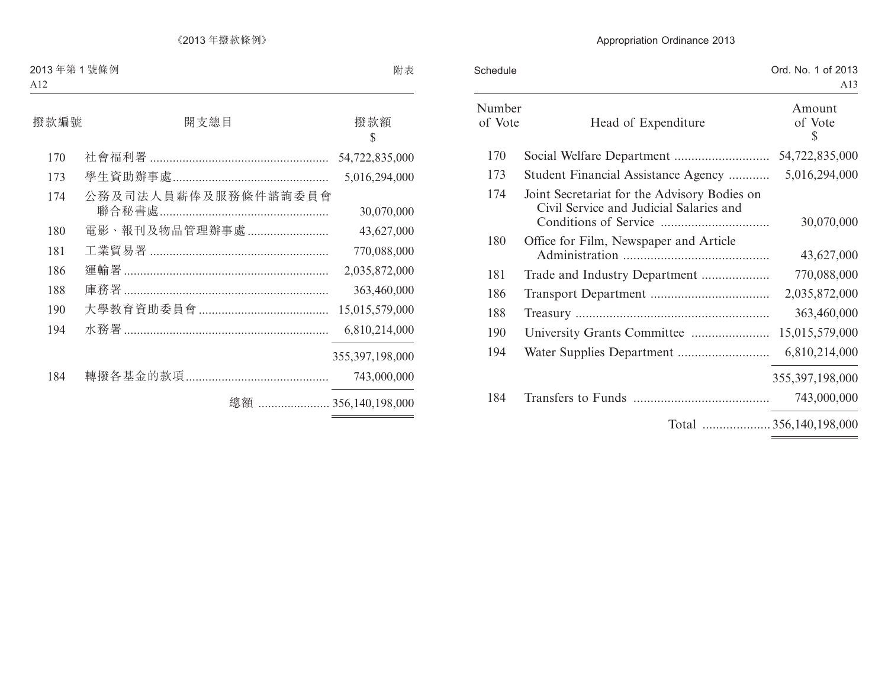| 撥款編號 | 開支總目 | 撥款額 $ |
|---|---|---|
| 170 | 社會福利署 | 54,722,835,000 |
| 173 | 學生資助辦事處 | 5,016,294,000 |
| 174 | 公務及司法人員薪俸及服務條件諮詢委員會聯合秘書處 | 30,070,000 |
| 180 | 電影、報刊及物品管理辦事處 | 43,627,000 |
| 181 | 工業貿易署 | 770,088,000 |
| 186 | 運輸署 | 2,035,872,000 |
| 188 | 庫務署 | 363,460,000 |
| 190 | 大學教育資助委員會 | 15,015,579,000 |
| 194 | 水務署 | 6,810,214,000 |
| | | 355,397,198,000 |
| 184 | 轉撥各基金的款項 | 743,000,000 |
| | 總額 | 356,140,198,000 |

| Number of Vote | Head of Expenditure | Amount of Vote $ |
|---|---|---|
| 170 | Social Welfare Department | 54,722,835,000 |
| 173 | Student Financial Assistance Agency | 5,016,294,000 |
| 174 | Joint Secretariat for the Advisory Bodies on Civil Service and Judicial Salaries and Conditions of Service | 30,070,000 |
| 180 | Office for Film, Newspaper and Article Administration | 43,627,000 |
| 181 | Trade and Industry Department | 770,088,000 |
| 186 | Transport Department | 2,035,872,000 |
| 188 | Treasury | 363,460,000 |
| 190 | University Grants Committee | 15,015,579,000 |
| 194 | Water Supplies Department | 6,810,214,000 |
| | | 355,397,198,000 |
| 184 | Transfers to Funds | 743,000,000 |
| | Total | 356,140,198,000 |